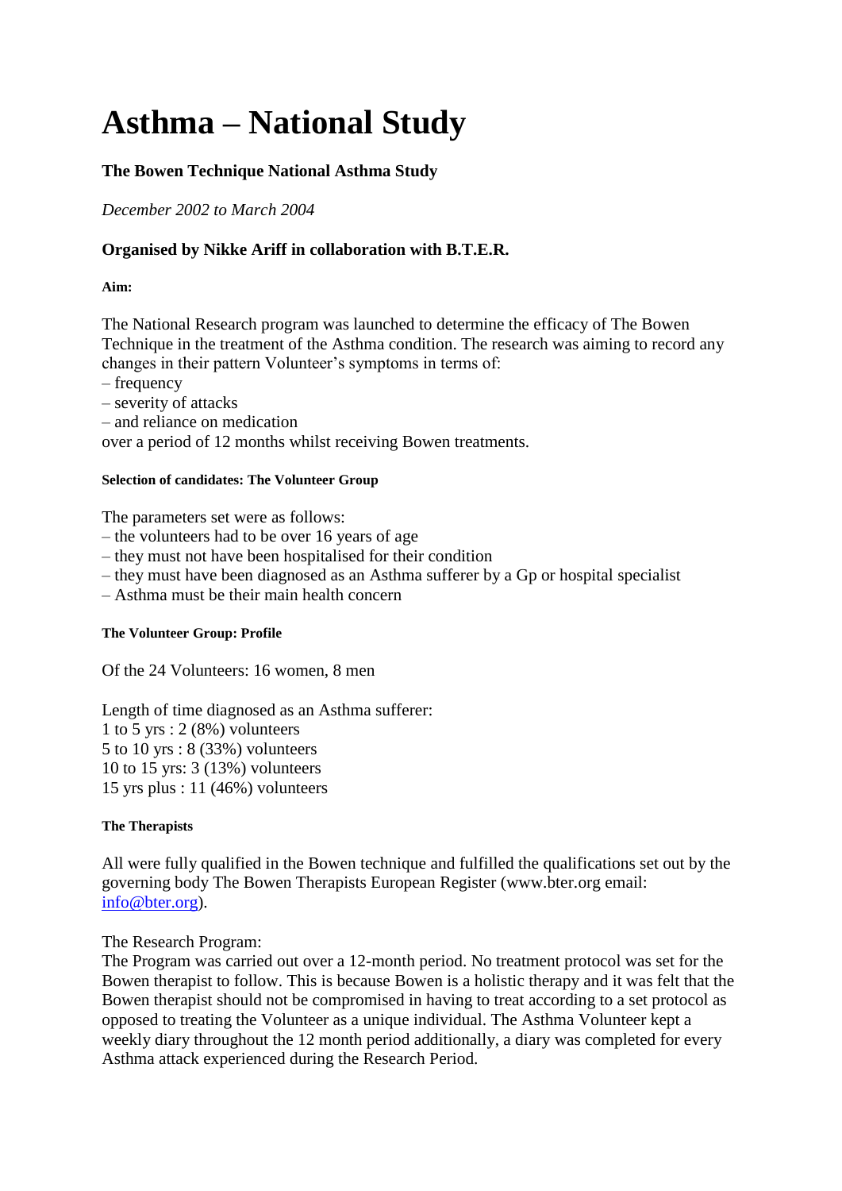# Asthma – National Study

### The Bowen Technique National Asthma Study

*December 2002 to March 2004*

### Organised by Nikke Ariff in collaboration with B.T.E.R.

**Aim:**

The National Research program was launched to determine the efficacy of The Bowen Technique in the treatment of the Asthma condition. The research was aiming to record any changes in their pattern Volunteer's symptoms in terms of:
– frequency
– severity of attacks
– and reliance on medication
over a period of 12 months whilst receiving Bowen treatments.

**Selection of candidates: The Volunteer Group**

The parameters set were as follows:
– the volunteers had to be over 16 years of age
– they must not have been hospitalised for their condition
– they must have been diagnosed as an Asthma sufferer by a Gp or hospital specialist
– Asthma must be their main health concern

**The Volunteer Group: Profile**

Of the 24 Volunteers: 16 women, 8 men

Length of time diagnosed as an Asthma sufferer:
1 to 5 yrs : 2 (8%) volunteers
5 to 10 yrs : 8 (33%) volunteers
10 to 15 yrs: 3 (13%) volunteers
15 yrs plus : 11 (46%) volunteers

**The Therapists**

All were fully qualified in the Bowen technique and fulfilled the qualifications set out by the governing body The Bowen Therapists European Register (www.bter.org email: info@bter.org).

The Research Program:
The Program was carried out over a 12-month period. No treatment protocol was set for the Bowen therapist to follow. This is because Bowen is a holistic therapy and it was felt that the Bowen therapist should not be compromised in having to treat according to a set protocol as opposed to treating the Volunteer as a unique individual. The Asthma Volunteer kept a weekly diary throughout the 12 month period additionally, a diary was completed for every Asthma attack experienced during the Research Period.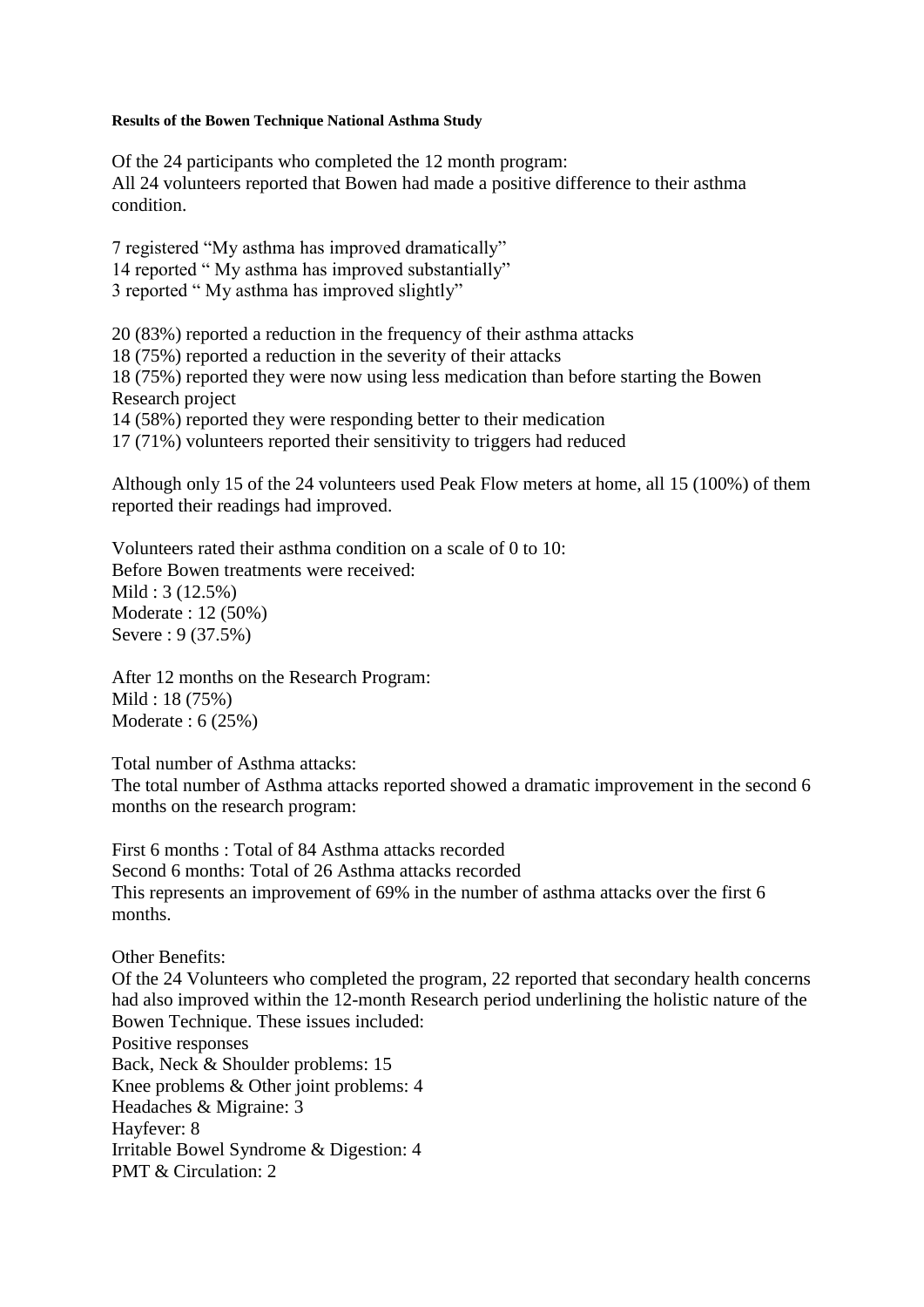**Results of the Bowen Technique National Asthma Study**

Of the 24 participants who completed the 12 month program:
All 24 volunteers reported that Bowen had made a positive difference to their asthma condition.

7 registered "My asthma has improved dramatically"
14 reported " My asthma has improved substantially"
3 reported " My asthma has improved slightly"

20 (83%) reported a reduction in the frequency of their asthma attacks
18 (75%) reported a reduction in the severity of their attacks
18 (75%) reported they were now using less medication than before starting the Bowen Research project
14 (58%) reported they were responding better to their medication
17 (71%) volunteers reported their sensitivity to triggers had reduced

Although only 15 of the 24 volunteers used Peak Flow meters at home, all 15 (100%) of them reported their readings had improved.

Volunteers rated their asthma condition on a scale of 0 to 10:
Before Bowen treatments were received:
Mild : 3 (12.5%)
Moderate : 12 (50%)
Severe : 9 (37.5%)

After 12 months on the Research Program:
Mild : 18 (75%)
Moderate : 6 (25%)

Total number of Asthma attacks:
The total number of Asthma attacks reported showed a dramatic improvement in the second 6 months on the research program:

First 6 months : Total of 84 Asthma attacks recorded
Second 6 months: Total of 26 Asthma attacks recorded
This represents an improvement of 69% in the number of asthma attacks over the first 6 months.

Other Benefits:
Of the 24 Volunteers who completed the program, 22 reported that secondary health concerns had also improved within the 12-month Research period underlining the holistic nature of the Bowen Technique. These issues included:
Positive responses
Back, Neck & Shoulder problems: 15
Knee problems & Other joint problems: 4
Headaches & Migraine: 3
Hayfever: 8
Irritable Bowel Syndrome & Digestion: 4
PMT & Circulation: 2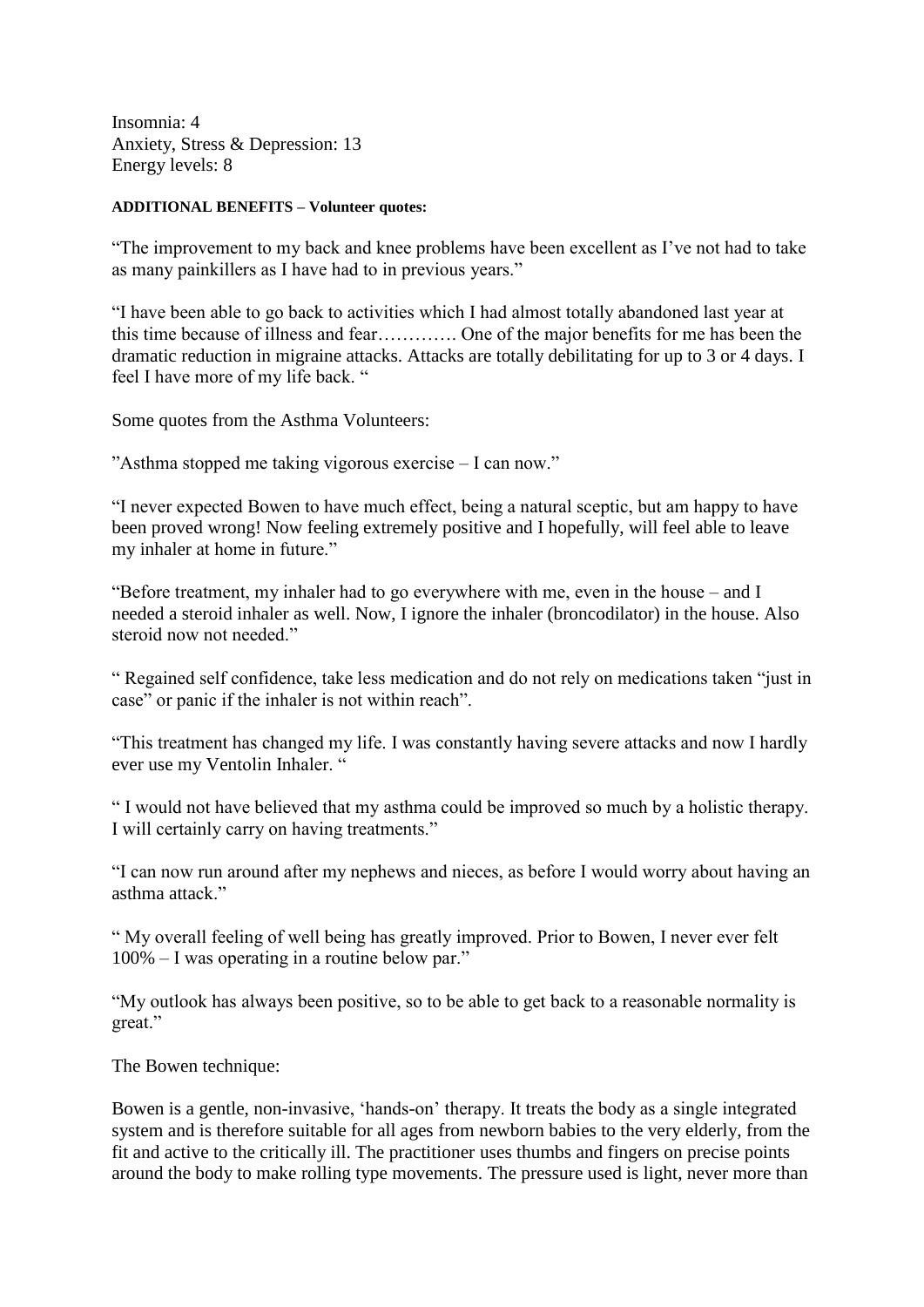Insomnia: 4
Anxiety, Stress & Depression: 13
Energy levels: 8

**ADDITIONAL BENEFITS – Volunteer quotes:**

"The improvement to my back and knee problems have been excellent as I've not had to take as many painkillers as I have had to in previous years."

"I have been able to go back to activities which I had almost totally abandoned last year at this time because of illness and fear…………. One of the major benefits for me has been the dramatic reduction in migraine attacks. Attacks are totally debilitating for up to 3 or 4 days. I feel I have more of my life back. "

Some quotes from the Asthma Volunteers:

"Asthma stopped me taking vigorous exercise – I can now."

"I never expected Bowen to have much effect, being a natural sceptic, but am happy to have been proved wrong! Now feeling extremely positive and I hopefully, will feel able to leave my inhaler at home in future."

"Before treatment, my inhaler had to go everywhere with me, even in the house – and I needed a steroid inhaler as well. Now, I ignore the inhaler (broncodilator) in the house. Also steroid now not needed."

" Regained self confidence, take less medication and do not rely on medications taken "just in case" or panic if the inhaler is not within reach".

"This treatment has changed my life. I was constantly having severe attacks and now I hardly ever use my Ventolin Inhaler. "

" I would not have believed that my asthma could be improved so much by a holistic therapy. I will certainly carry on having treatments."

"I can now run around after my nephews and nieces, as before I would worry about having an asthma attack."

" My overall feeling of well being has greatly improved. Prior to Bowen, I never ever felt 100% – I was operating in a routine below par."

"My outlook has always been positive, so to be able to get back to a reasonable normality is great."

The Bowen technique:

Bowen is a gentle, non-invasive, 'hands-on' therapy. It treats the body as a single integrated system and is therefore suitable for all ages from newborn babies to the very elderly, from the fit and active to the critically ill. The practitioner uses thumbs and fingers on precise points around the body to make rolling type movements. The pressure used is light, never more than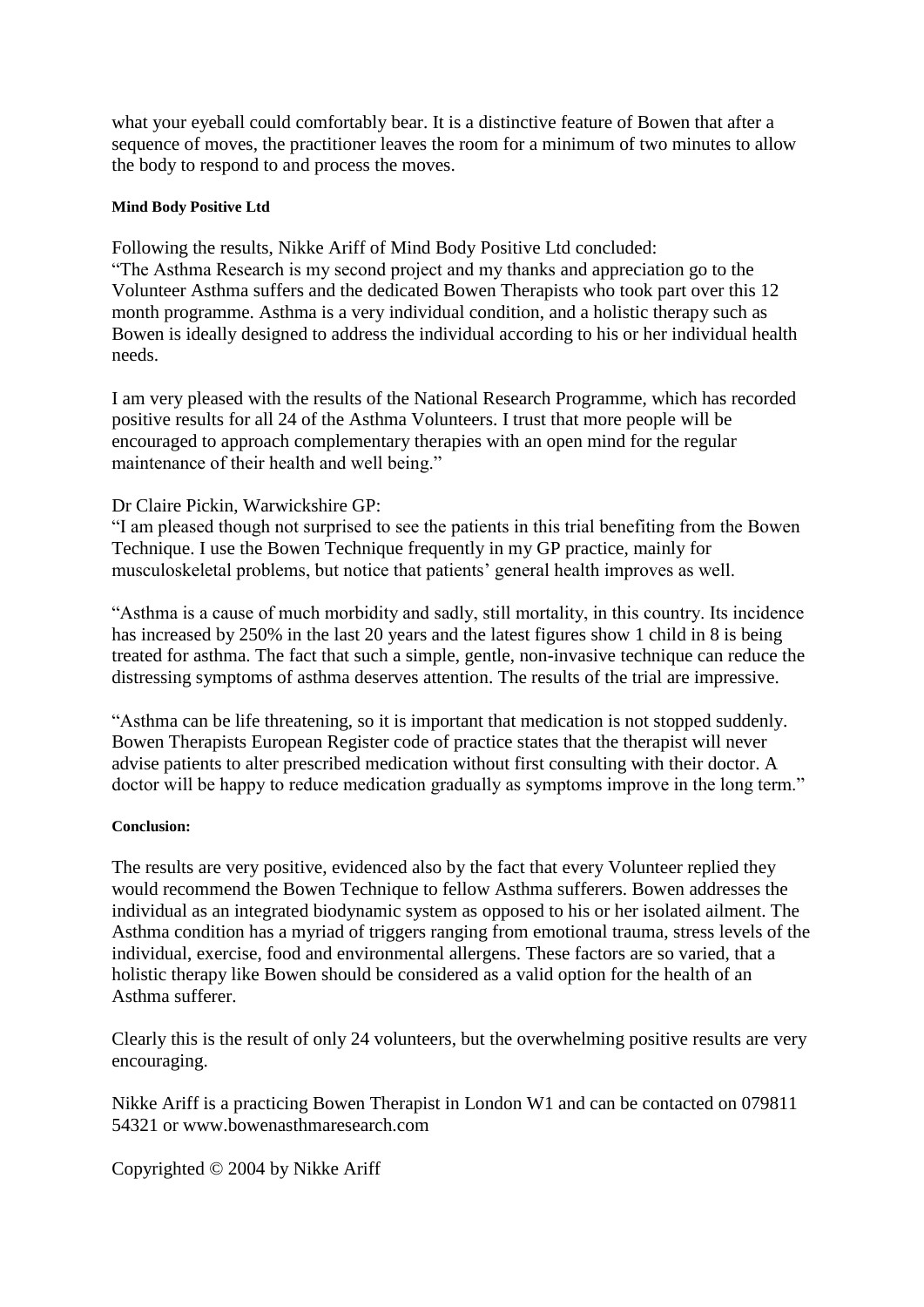what your eyeball could comfortably bear. It is a distinctive feature of Bowen that after a sequence of moves, the practitioner leaves the room for a minimum of two minutes to allow the body to respond to and process the moves.

#### Mind Body Positive Ltd

Following the results, Nikke Ariff of Mind Body Positive Ltd concluded:
"The Asthma Research is my second project and my thanks and appreciation go to the Volunteer Asthma suffers and the dedicated Bowen Therapists who took part over this 12 month programme. Asthma is a very individual condition, and a holistic therapy such as Bowen is ideally designed to address the individual according to his or her individual health needs.

I am very pleased with the results of the National Research Programme, which has recorded positive results for all 24 of the Asthma Volunteers. I trust that more people will be encouraged to approach complementary therapies with an open mind for the regular maintenance of their health and well being."

Dr Claire Pickin, Warwickshire GP:
"I am pleased though not surprised to see the patients in this trial benefiting from the Bowen Technique. I use the Bowen Technique frequently in my GP practice, mainly for musculoskeletal problems, but notice that patients' general health improves as well.

"Asthma is a cause of much morbidity and sadly, still mortality, in this country. Its incidence has increased by 250% in the last 20 years and the latest figures show 1 child in 8 is being treated for asthma. The fact that such a simple, gentle, non-invasive technique can reduce the distressing symptoms of asthma deserves attention. The results of the trial are impressive.

"Asthma can be life threatening, so it is important that medication is not stopped suddenly. Bowen Therapists European Register code of practice states that the therapist will never advise patients to alter prescribed medication without first consulting with their doctor. A doctor will be happy to reduce medication gradually as symptoms improve in the long term."

#### Conclusion:

The results are very positive, evidenced also by the fact that every Volunteer replied they would recommend the Bowen Technique to fellow Asthma sufferers. Bowen addresses the individual as an integrated biodynamic system as opposed to his or her isolated ailment. The Asthma condition has a myriad of triggers ranging from emotional trauma, stress levels of the individual, exercise, food and environmental allergens. These factors are so varied, that a holistic therapy like Bowen should be considered as a valid option for the health of an Asthma sufferer.

Clearly this is the result of only 24 volunteers, but the overwhelming positive results are very encouraging.

Nikke Ariff is a practicing Bowen Therapist in London W1 and can be contacted on 079811 54321 or www.bowenasthmaresearch.com

Copyrighted © 2004 by Nikke Ariff